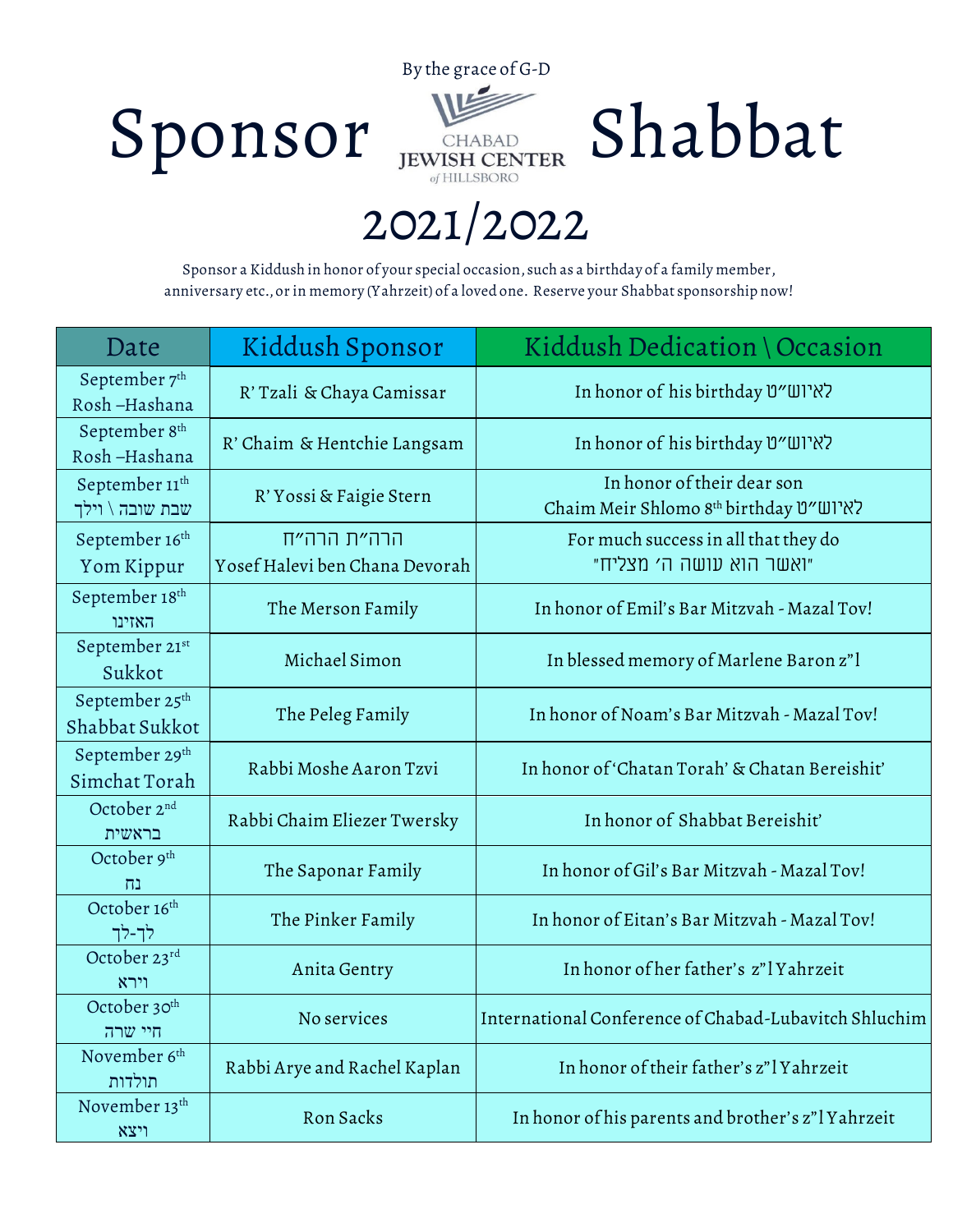By the grace of G-D

# Sponsor Shabbat

CHABAD JEWISH CENTER of HILLSBORO

# 2021/2022

Sponsor a Kiddush in honor of your special occasion, such as a birthday of a family member, anniversary etc., or in memory (Yahrzeit) of a loved one. Reserve your Shabbat sponsorship now!

| Date | Kiddush Sponsor | Kiddush Dedication \ Occasion |
|---|---|---|
| September 7th Rosh –Hashana | R' Tzali & Chaya Camissar | In honor of his birthday לאיוש"ט |
| September 8th Rosh –Hashana | R' Chaim & Hentchie Langsam | In honor of his birthday לאיוש"ט |
| September 11th שבת שובה \ וילך | R' Yossi & Faigie Stern | In honor of their dear son Chaim Meir Shlomo 8th birthday לאיוש"ט |
| September 16th Yom Kippur | הרה"ת הרה"ח Yosef Halevi ben Chana Devorah | For much success in all that they do "ואשר הוא עושה ה' מצליח" |
| September 18th האזינו | The Merson Family | In honor of Emil's Bar Mitzvah - Mazal Tov! |
| September 21st Sukkot | Michael Simon | In blessed memory of Marlene Baron z"l |
| September 25th Shabbat Sukkot | The Peleg Family | In honor of Noam's Bar Mitzvah - Mazal Tov! |
| September 29th Simchat Torah | Rabbi Moshe Aaron Tzvi | In honor of 'Chatan Torah' & Chatan Bereishit' |
| October 2nd בראשית | Rabbi Chaim Eliezer Twersky | In honor of Shabbat Bereishit' |
| October 9th נח | The Saponar Family | In honor of Gil's Bar Mitzvah - Mazal Tov! |
| October 16th לך-לך | The Pinker Family | In honor of Eitan's Bar Mitzvah - Mazal Tov! |
| October 23rd וירא | Anita Gentry | In honor of her father's z"l Yahrzeit |
| October 30th חיי שרה | No services | International Conference of Chabad-Lubavitch Shluchim |
| November 6th תולדות | Rabbi Arye and Rachel Kaplan | In honor of their father's z"l Yahrzeit |
| November 13th ויצא | Ron Sacks | In honor of his parents and brother's z"l Yahrzeit |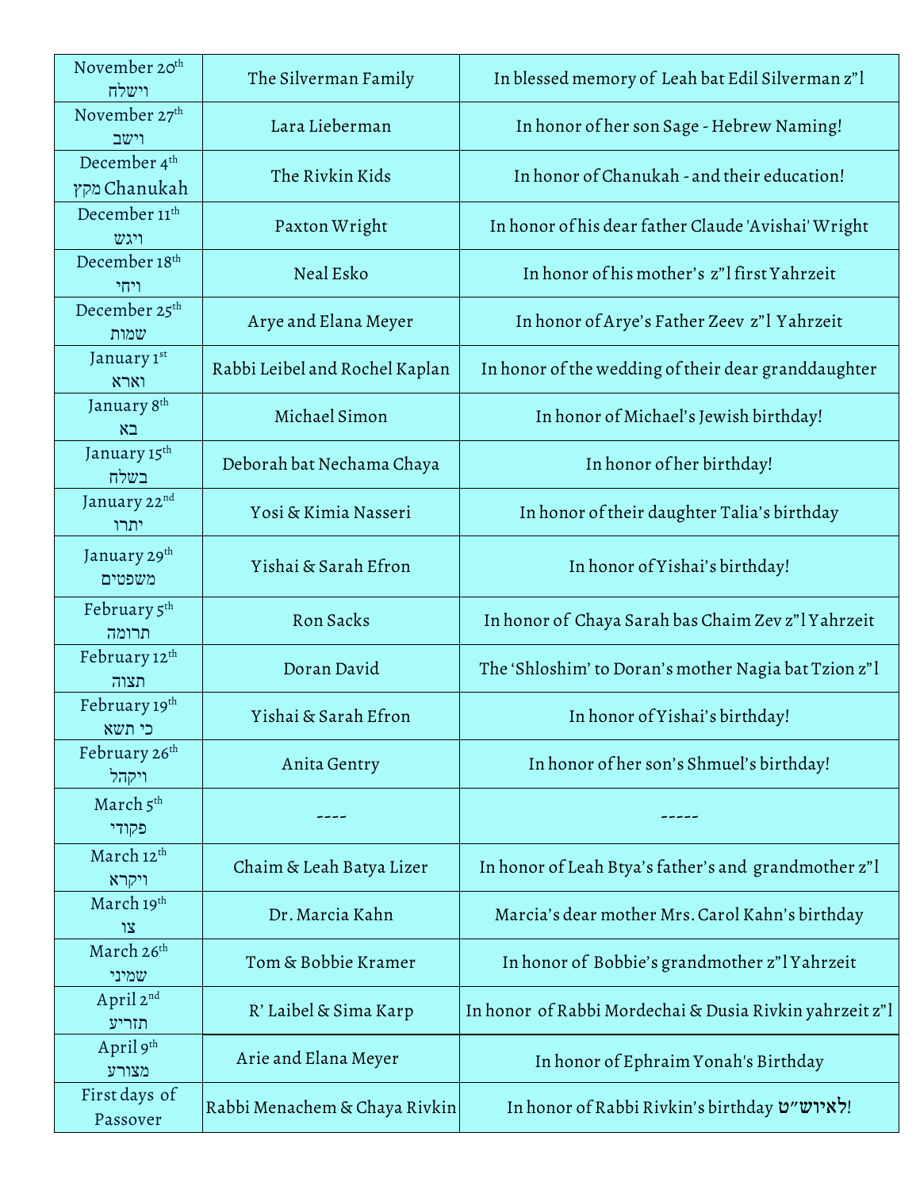| November 20th וישלה | The Silverman Family | In blessed memory of Leah bat Edil Silverman z"l |
|---|---|---|
| November 27th וישב | Lara Lieberman | In honor of her son Sage - Hebrew Naming! |
| December 4th מקץ Chanukah | The Rivkin Kids | In honor of Chanukah - and their education! |
| December 11th ויגש | Paxton Wright | In honor of his dear father Claude 'Avishai' Wright |
| December 18th ויחי | Neal Esko | In honor of his mother's z"l first Yahrzeit |
| December 25th שמות | Arye and Elana Meyer | In honor of Arye's Father Zeev z"l Yahrzeit |
| January 1st וארא | Rabbi Leibel and Rochel Kaplan | In honor of the wedding of their dear granddaughter |
| January 8th בא | Michael Simon | In honor of Michael's Jewish birthday! |
| January 15th בשלח | Deborah bat Nechama Chaya | In honor of her birthday! |
| January 22nd יתרו | Yosi & Kimia Nasseri | In honor of their daughter Talia's birthday |
| January 29th משפטים | Yishai & Sarah Efron | In honor of Yishai's birthday! |
| February 5th תרומה | Ron Sacks | In honor of Chaya Sarah bas Chaim Zev z"l Yahrzeit |
| February 12th תצוה | Doran David | The 'Shloshim' to Doran's mother Nagia bat Tzion z"l |
| February 19th כי תשא | Yishai & Sarah Efron | In honor of Yishai's birthday! |
| February 26th ויקהל | Anita Gentry | In honor of her son's Shmuel's birthday! |
| March 5th פקודי | ---- | ----- |
| March 12th ויקרא | Chaim & Leah Batya Lizer | In honor of Leah Btya's father's and grandmother z"l |
| March 19th צו | Dr. Marcia Kahn | Marcia's dear mother Mrs. Carol Kahn's birthday |
| March 26th שמיני | Tom & Bobbie Kramer | In honor of Bobbie's grandmother z"l Yahrzeit |
| April 2nd תזריע | R' Laibel & Sima Karp | In honor of Rabbi Mordechai & Dusia Rivkin yahrzeit z"l |
| April 9th מצורע | Arie and Elana Meyer | In honor of Ephraim Yonah's Birthday |
| First days of Passover | Rabbi Menachem & Chaya Rivkin | In honor of Rabbi Rivkin's birthday לאיוש"ט! |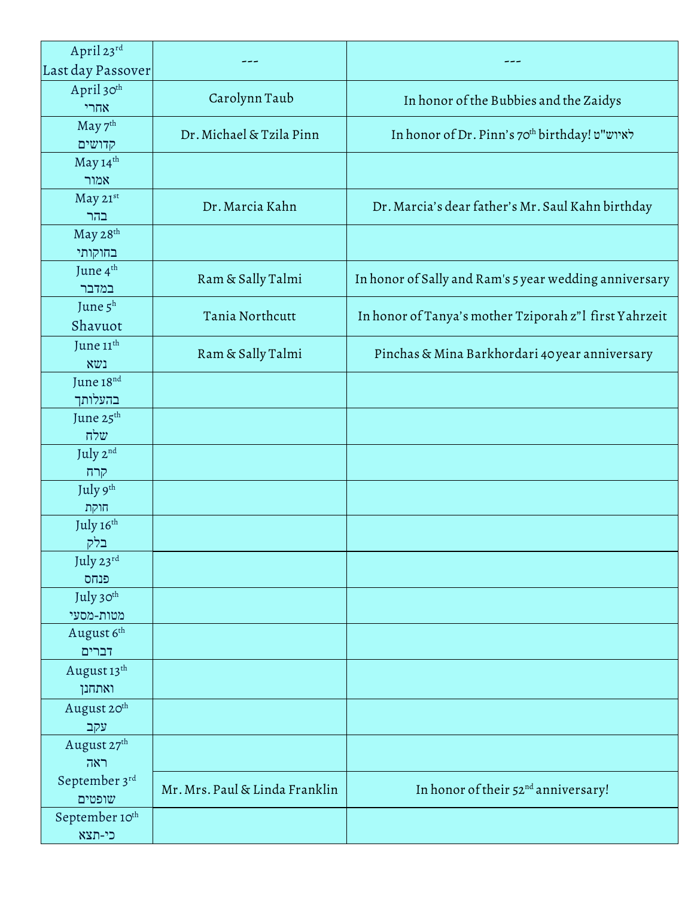| | | |
|---|---|---|
| April 23rd Last day Passover | --- | --- |
| April 30th אחרי | Carolynn Taub | In honor of the Bubbies and the Zaidys |
| May 7th קדושים | Dr. Michael & Tzila Pinn | In honor of Dr. Pinn's 70th birthday! לאיוש"ט |
| May 14th אמור | | |
| May 21st בהר | Dr. Marcia Kahn | Dr. Marcia's dear father's Mr. Saul Kahn birthday |
| May 28th בחוקותי | | |
| June 4th במדבר | Ram & Sally Talmi | In honor of Sally and Ram's 5 year wedding anniversary |
| June 5h Shavuot | Tania Northcutt | In honor of Tanya's mother Tziporah z"l first Yahrzeit |
| June 11th נשא | Ram & Sally Talmi | Pinchas & Mina Barkhordari 40 year anniversary |
| June 18nd בהעלותך | | |
| June 25th שלח | | |
| July 2nd קרח | | |
| July 9th חוקת | | |
| July 16th בלק | | |
| July 23rd פנחס | | |
| July 30th מטות-מסעי | | |
| August 6th דברים | | |
| August 13th ואתחנן | | |
| August 20th עקב | | |
| August 27th ראה | | |
| September 3rd שופטים | Mr. Mrs. Paul & Linda Franklin | In honor of their 52nd anniversary! |
| September 10th כי-תצא | | |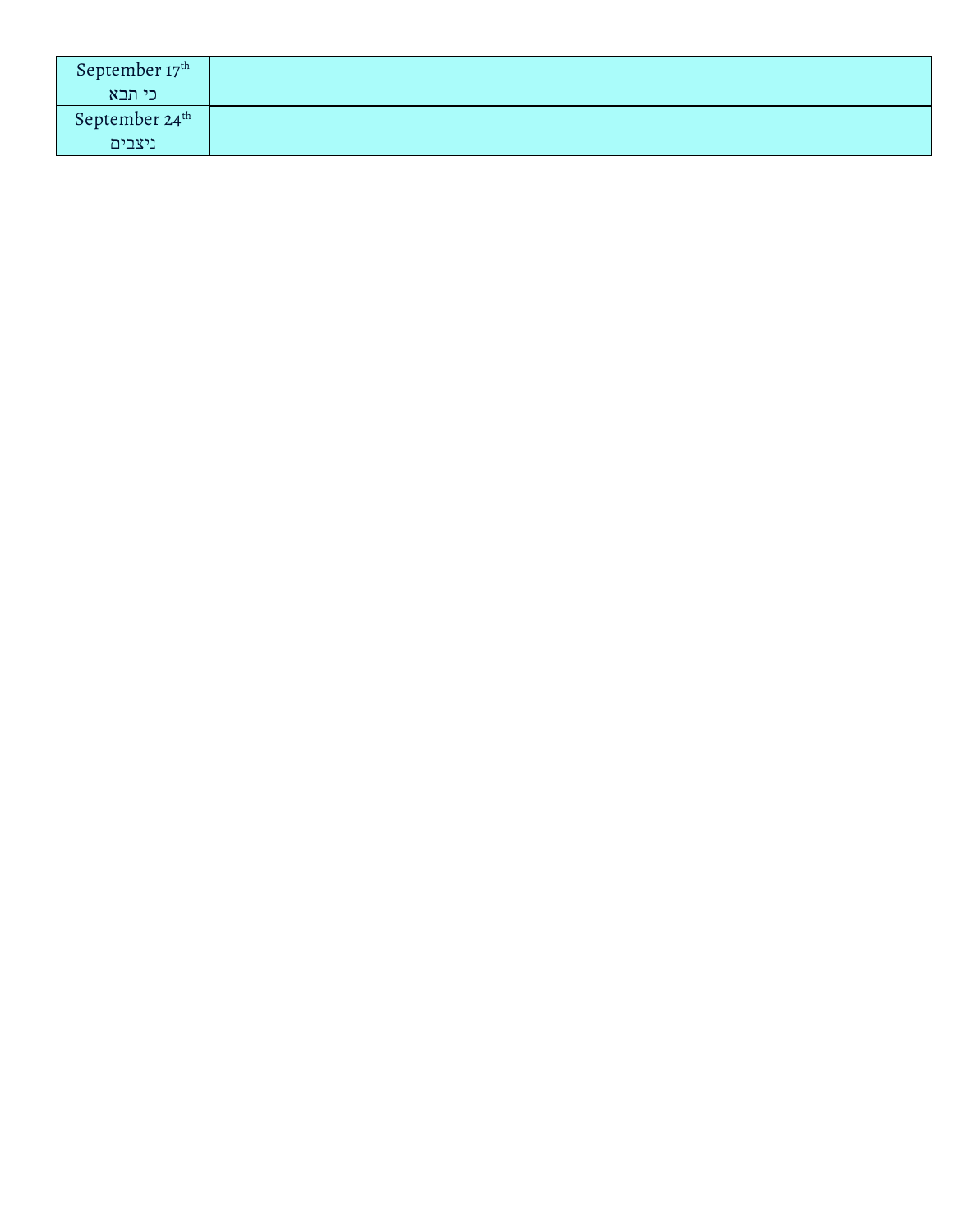| | | |
|---|---|---|
| September 17th<br>כי תבא | | |
| September 24th<br>ניצבים | | |